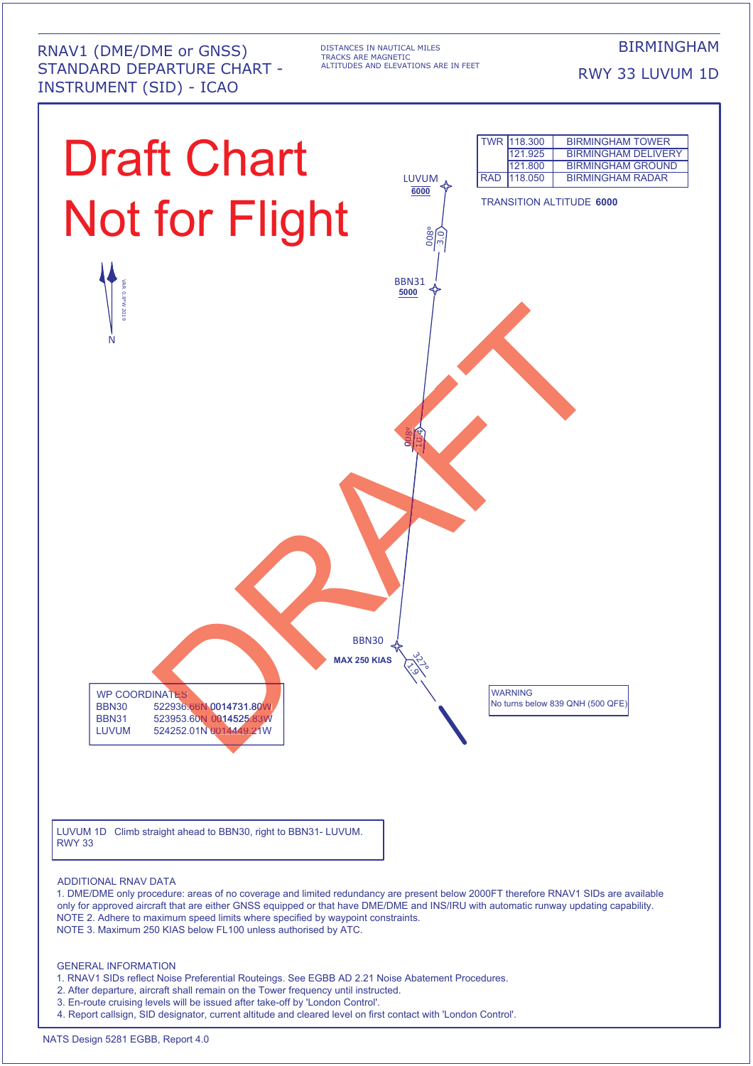RNAV1 (DME/DME or GNSS)
STANDARD DEPARTURE CHART - INSTRUMENT (SID) - ICAO

DISTANCES IN NAUTICAL MILES
TRACKS ARE MAGNETIC
ALTITUDES AND ELEVATIONS ARE IN FEET

BIRMINGHAM

RWY 33 LUVUM 1D

Draft Chart
Not for Flight

| | | |
|---|---|---|
| TWR | 118.300 | BIRMINGHAM TOWER |
| | 121.925 | BIRMINGHAM DELIVERY |
| | 121.800 | BIRMINGHAM GROUND |
| RAD | 118.050 | BIRMINGHAM RADAR |

TRANSITION ALTITUDE **6000**

LUVUM
**6000**

008°
3.0

BBN31
**5000**

VAR 0.8°W 2019

N

008°
10.4

BBN30
**MAX 250 KIAS**

327°
1.9

DRAFT

WP COORDINATES

| | |
|---|---|
| BBN30 | 522936.66N 0014731.80W |
| BBN31 | 523953.60N 0014525.83W |
| LUVUM | 524252.01N 0014449.21W |

WARNING
No turns below 839 QNH (500 QFE)

LUVUM 1D Climb straight ahead to BBN30, right to BBN31- LUVUM.
RWY 33

ADDITIONAL RNAV DATA
1. DME/DME only procedure: areas of no coverage and limited redundancy are present below 2000FT therefore RNAV1 SIDs are available only for approved aircraft that are either GNSS equipped or that have DME/DME and INS/IRU with automatic runway updating capability.
NOTE 2. Adhere to maximum speed limits where specified by waypoint constraints.
NOTE 3. Maximum 250 KIAS below FL100 unless authorised by ATC.

GENERAL INFORMATION
1. RNAV1 SIDs reflect Noise Preferential Routeings. See EGBB AD 2.21 Noise Abatement Procedures.
2. After departure, aircraft shall remain on the Tower frequency until instructed.
3. En-route cruising levels will be issued after take-off by 'London Control'.
4. Report callsign, SID designator, current altitude and cleared level on first contact with 'London Control'.

NATS Design 5281 EGBB, Report 4.0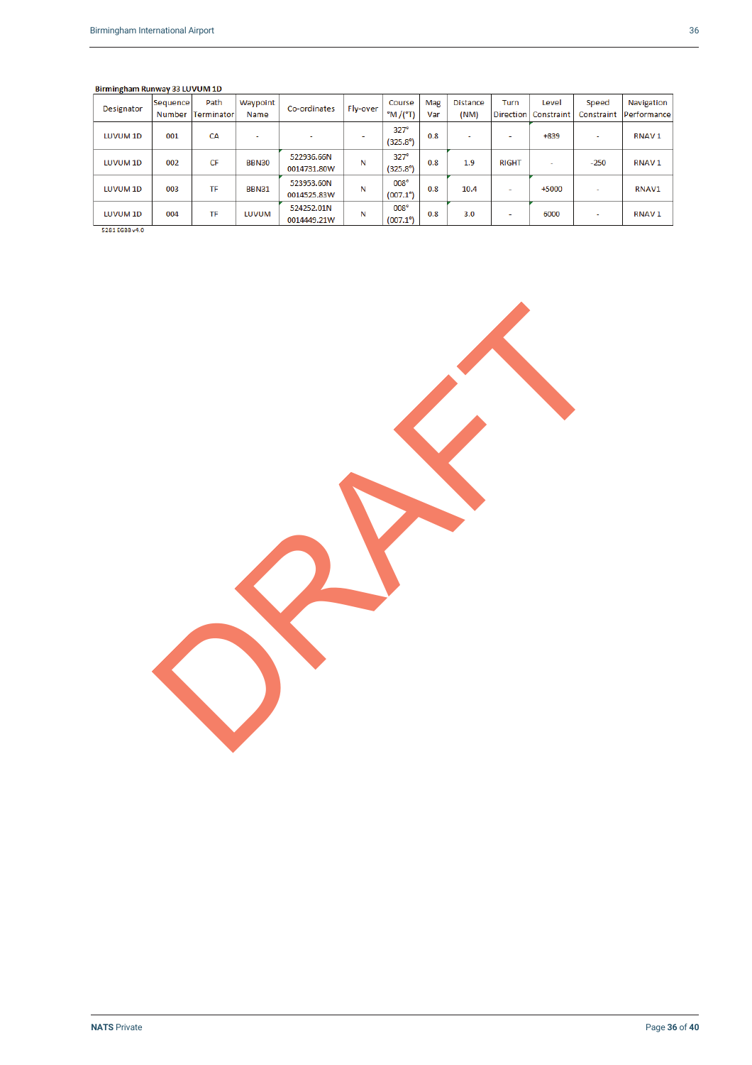**Birmingham Runway 33 LUVUM 1D**

| Designator | Sequence Number | Path Terminator | Waypoint Name | Co-ordinates | Fly-over | Course °M/(°T) | Mag Var | Distance (NM) | Turn Direction | Level Constraint | Speed Constraint | Navigation Performance |
|---|---|---|---|---|---|---|---|---|---|---|---|---|
| LUVUM 1D | 001 | CA | - | - | - | 327° (325.8°) | 0.8 | - | - | +839 | - | RNAV 1 |
| LUVUM 1D | 002 | CF | BBN30 | 522936.66N 0014731.80W | N | 327° (325.8°) | 0.8 | 1.9 | RIGHT | - | -250 | RNAV 1 |
| LUVUM 1D | 003 | TF | BBN31 | 523953.60N 0014525.83W | N | 008° (007.1°) | 0.8 | 10.4 | - | +5000 | - | RNAV1 |
| LUVUM 1D | 004 | TF | LUVUM | 524252.01N 0014449.21W | N | 008° (007.1°) | 0.8 | 3.0 | - | 6000 | - | RNAV 1 |

5281 EGBB v4.0

DRAFT